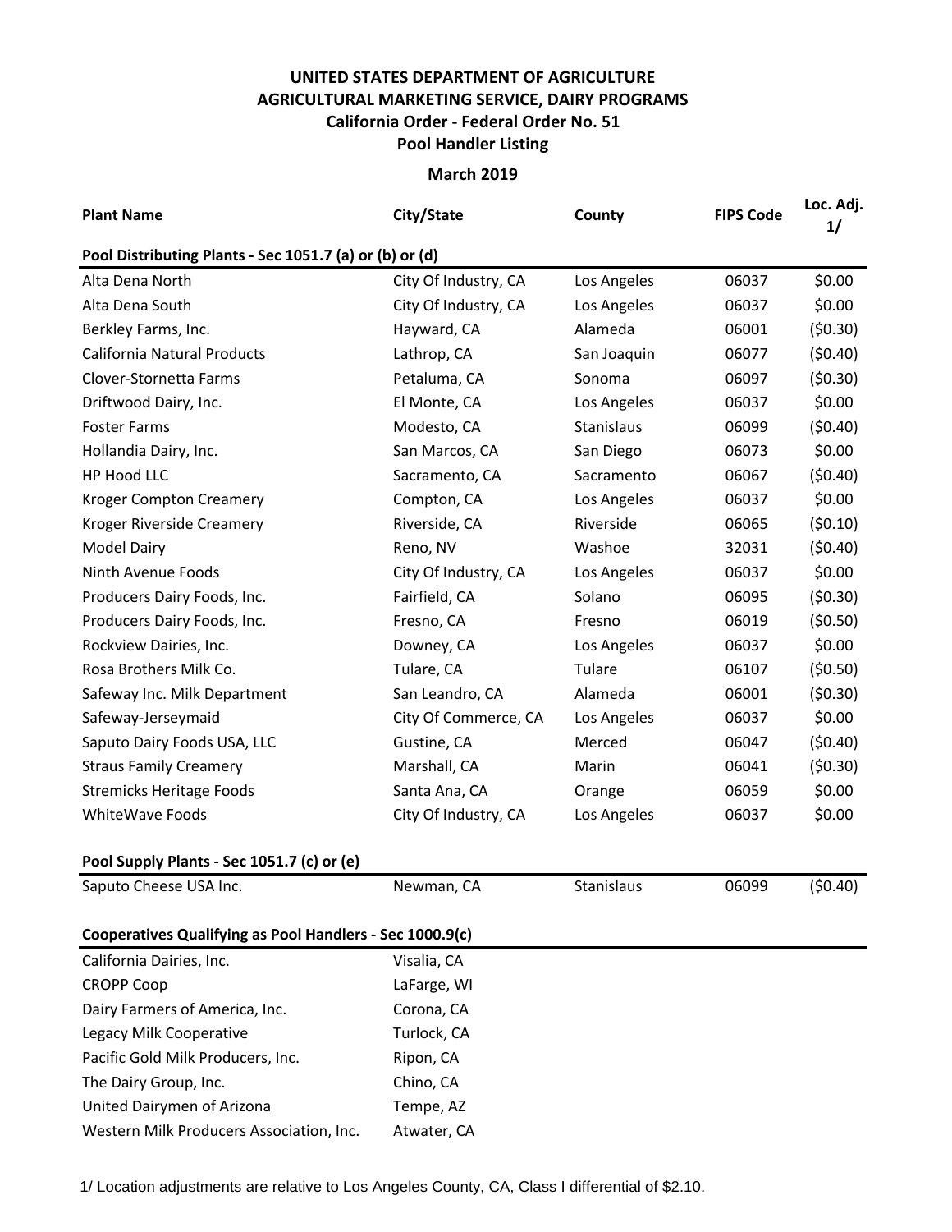# UNITED STATES DEPARTMENT OF AGRICULTURE
## AGRICULTURAL MARKETING SERVICE, DAIRY PROGRAMS
### California Order - Federal Order No. 51
### Pool Handler Listing

**March 2019**

| Plant Name | City/State | County | FIPS Code | Loc. Adj. 1/ |
|---|---|---|---|---|
| **Pool Distributing Plants - Sec 1051.7 (a) or (b) or (d)** | | | | |
| Alta Dena North | City Of Industry, CA | Los Angeles | 06037 | $0.00 |
| Alta Dena South | City Of Industry, CA | Los Angeles | 06037 | $0.00 |
| Berkley Farms, Inc. | Hayward, CA | Alameda | 06001 | ($0.30) |
| California Natural Products | Lathrop, CA | San Joaquin | 06077 | ($0.40) |
| Clover-Stornetta Farms | Petaluma, CA | Sonoma | 06097 | ($0.30) |
| Driftwood Dairy, Inc. | El Monte, CA | Los Angeles | 06037 | $0.00 |
| Foster Farms | Modesto, CA | Stanislaus | 06099 | ($0.40) |
| Hollandia Dairy, Inc. | San Marcos, CA | San Diego | 06073 | $0.00 |
| HP Hood LLC | Sacramento, CA | Sacramento | 06067 | ($0.40) |
| Kroger Compton Creamery | Compton, CA | Los Angeles | 06037 | $0.00 |
| Kroger Riverside Creamery | Riverside, CA | Riverside | 06065 | ($0.10) |
| Model Dairy | Reno, NV | Washoe | 32031 | ($0.40) |
| Ninth Avenue Foods | City Of Industry, CA | Los Angeles | 06037 | $0.00 |
| Producers Dairy Foods, Inc. | Fairfield, CA | Solano | 06095 | ($0.30) |
| Producers Dairy Foods, Inc. | Fresno, CA | Fresno | 06019 | ($0.50) |
| Rockview Dairies, Inc. | Downey, CA | Los Angeles | 06037 | $0.00 |
| Rosa Brothers Milk Co. | Tulare, CA | Tulare | 06107 | ($0.50) |
| Safeway Inc. Milk Department | San Leandro, CA | Alameda | 06001 | ($0.30) |
| Safeway-Jerseymaid | City Of Commerce, CA | Los Angeles | 06037 | $0.00 |
| Saputo Dairy Foods USA, LLC | Gustine, CA | Merced | 06047 | ($0.40) |
| Straus Family Creamery | Marshall, CA | Marin | 06041 | ($0.30) |
| Stremicks Heritage Foods | Santa Ana, CA | Orange | 06059 | $0.00 |
| WhiteWave Foods | City Of Industry, CA | Los Angeles | 06037 | $0.00 |
| **Pool Supply Plants - Sec 1051.7 (c) or (e)** | | | | |
| Saputo Cheese USA Inc. | Newman, CA | Stanislaus | 06099 | ($0.40) |
| **Cooperatives Qualifying as Pool Handlers - Sec 1000.9(c)** | | | | |
| California Dairies, Inc. | Visalia, CA | | | |
| CROPP Coop | LaFarge, WI | | | |
| Dairy Farmers of America, Inc. | Corona, CA | | | |
| Legacy Milk Cooperative | Turlock, CA | | | |
| Pacific Gold Milk Producers, Inc. | Ripon, CA | | | |
| The Dairy Group, Inc. | Chino, CA | | | |
| United Dairymen of Arizona | Tempe, AZ | | | |
| Western Milk Producers Association, Inc. | Atwater, CA | | | |

1/ Location adjustments are relative to Los Angeles County, CA, Class I differential of $2.10.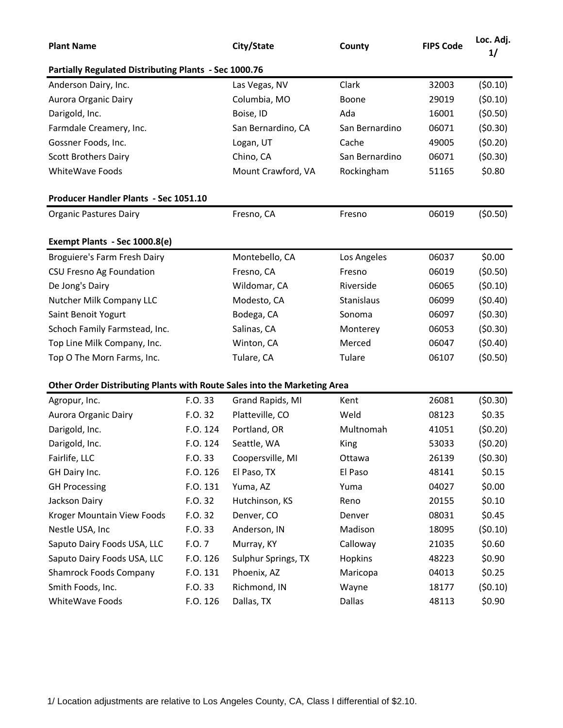| Plant Name | | City/State | County | FIPS Code | Loc. Adj. 1/ |
|---|---|---|---|---|---|
| **Partially Regulated Distributing Plants - Sec 1000.76** | | | | | |
| Anderson Dairy, Inc. | | Las Vegas, NV | Clark | 32003 | ($0.10) |
| Aurora Organic Dairy | | Columbia, MO | Boone | 29019 | ($0.10) |
| Darigold, Inc. | | Boise, ID | Ada | 16001 | ($0.50) |
| Farmdale Creamery, Inc. | | San Bernardino, CA | San Bernardino | 06071 | ($0.30) |
| Gossner Foods, Inc. | | Logan, UT | Cache | 49005 | ($0.20) |
| Scott Brothers Dairy | | Chino, CA | San Bernardino | 06071 | ($0.30) |
| WhiteWave Foods | | Mount Crawford, VA | Rockingham | 51165 | $0.80 |
| **Producer Handler Plants - Sec 1051.10** | | | | | |
| Organic Pastures Dairy | | Fresno, CA | Fresno | 06019 | ($0.50) |
| **Exempt Plants - Sec 1000.8(e)** | | | | | |
| Broguiere's Farm Fresh Dairy | | Montebello, CA | Los Angeles | 06037 | $0.00 |
| CSU Fresno Ag Foundation | | Fresno, CA | Fresno | 06019 | ($0.50) |
| De Jong's Dairy | | Wildomar, CA | Riverside | 06065 | ($0.10) |
| Nutcher Milk Company LLC | | Modesto, CA | Stanislaus | 06099 | ($0.40) |
| Saint Benoit Yogurt | | Bodega, CA | Sonoma | 06097 | ($0.30) |
| Schoch Family Farmstead, Inc. | | Salinas, CA | Monterey | 06053 | ($0.30) |
| Top Line Milk Company, Inc. | | Winton, CA | Merced | 06047 | ($0.40) |
| Top O The Morn Farms, Inc. | | Tulare, CA | Tulare | 06107 | ($0.50) |
| **Other Order Distributing Plants with Route Sales into the Marketing Area** | | | | | |
| Agropur, Inc. | F.O. 33 | Grand Rapids, MI | Kent | 26081 | ($0.30) |
| Aurora Organic Dairy | F.O. 32 | Platteville, CO | Weld | 08123 | $0.35 |
| Darigold, Inc. | F.O. 124 | Portland, OR | Multnomah | 41051 | ($0.20) |
| Darigold, Inc. | F.O. 124 | Seattle, WA | King | 53033 | ($0.20) |
| Fairlife, LLC | F.O. 33 | Coopersville, MI | Ottawa | 26139 | ($0.30) |
| GH Dairy Inc. | F.O. 126 | El Paso, TX | El Paso | 48141 | $0.15 |
| GH Processing | F.O. 131 | Yuma, AZ | Yuma | 04027 | $0.00 |
| Jackson Dairy | F.O. 32 | Hutchinson, KS | Reno | 20155 | $0.10 |
| Kroger Mountain View Foods | F.O. 32 | Denver, CO | Denver | 08031 | $0.45 |
| Nestle USA, Inc | F.O. 33 | Anderson, IN | Madison | 18095 | ($0.10) |
| Saputo Dairy Foods USA, LLC | F.O. 7 | Murray, KY | Calloway | 21035 | $0.60 |
| Saputo Dairy Foods USA, LLC | F.O. 126 | Sulphur Springs, TX | Hopkins | 48223 | $0.90 |
| Shamrock Foods Company | F.O. 131 | Phoenix, AZ | Maricopa | 04013 | $0.25 |
| Smith Foods, Inc. | F.O. 33 | Richmond, IN | Wayne | 18177 | ($0.10) |
| WhiteWave Foods | F.O. 126 | Dallas, TX | Dallas | 48113 | $0.90 |

1/ Location adjustments are relative to Los Angeles County, CA, Class I differential of $2.10.